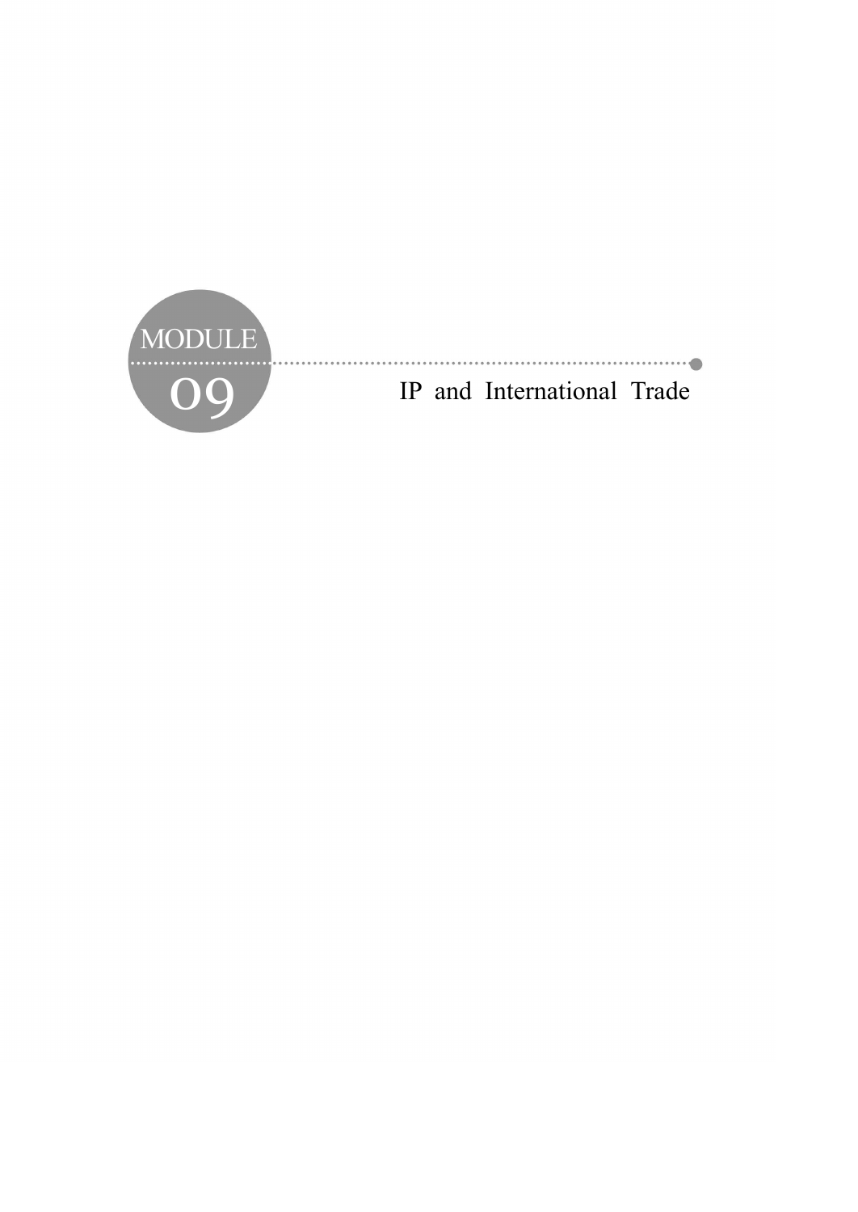MODULE 09

# IP and International Trade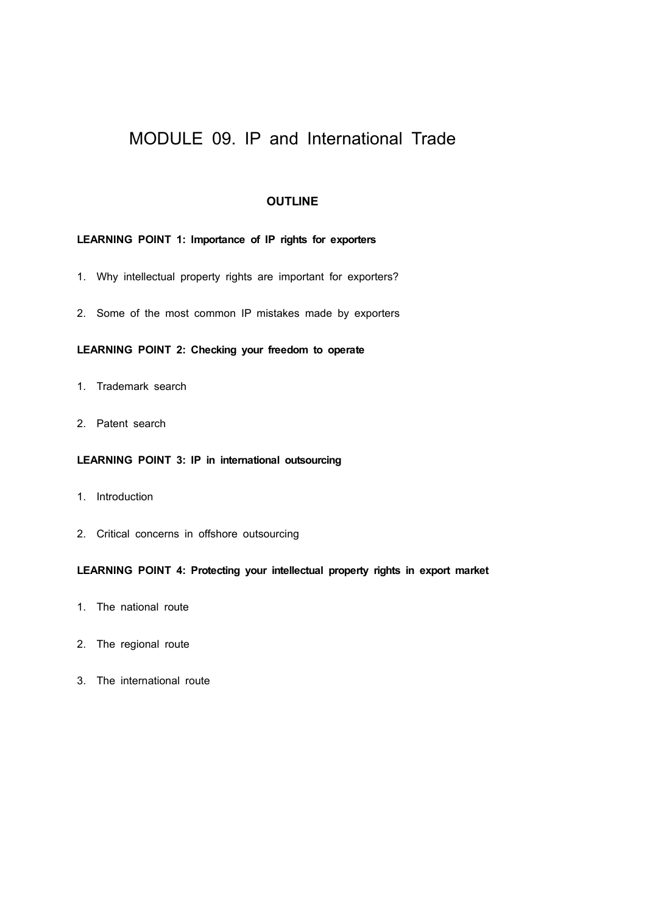# MODULE 09. IP and International Trade

## OUTLINE

**LEARNING POINT 1: Importance of IP rights for exporters**

1. Why intellectual property rights are important for exporters?
2. Some of the most common IP mistakes made by exporters

**LEARNING POINT 2: Checking your freedom to operate**

1. Trademark search
2. Patent search

**LEARNING POINT 3: IP in international outsourcing**

1. Introduction
2. Critical concerns in offshore outsourcing

**LEARNING POINT 4: Protecting your intellectual property rights in export market**

1. The national route
2. The regional route
3. The international route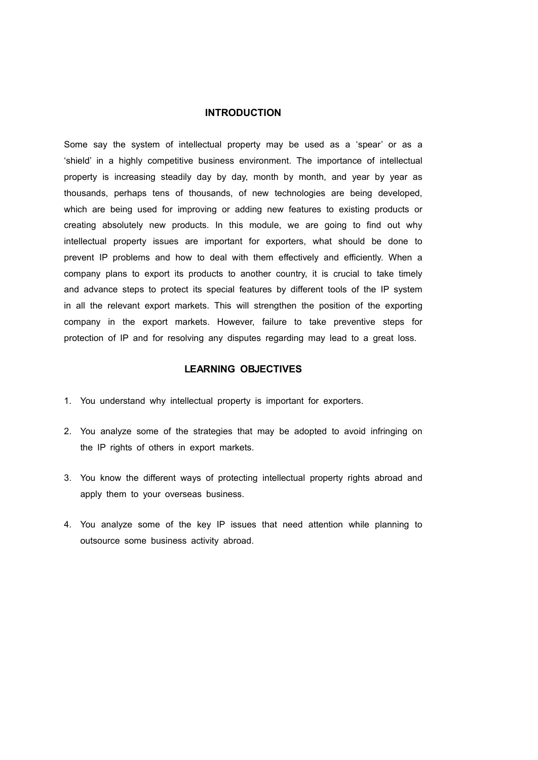## INTRODUCTION

Some say the system of intellectual property may be used as a 'spear' or as a 'shield' in a highly competitive business environment. The importance of intellectual property is increasing steadily day by day, month by month, and year by year as thousands, perhaps tens of thousands, of new technologies are being developed, which are being used for improving or adding new features to existing products or creating absolutely new products. In this module, we are going to find out why intellectual property issues are important for exporters, what should be done to prevent IP problems and how to deal with them effectively and efficiently. When a company plans to export its products to another country, it is crucial to take timely and advance steps to protect its special features by different tools of the IP system in all the relevant export markets. This will strengthen the position of the exporting company in the export markets. However, failure to take preventive steps for protection of IP and for resolving any disputes regarding may lead to a great loss.

## LEARNING OBJECTIVES

1. You understand why intellectual property is important for exporters.
2. You analyze some of the strategies that may be adopted to avoid infringing on the IP rights of others in export markets.
3. You know the different ways of protecting intellectual property rights abroad and apply them to your overseas business.
4. You analyze some of the key IP issues that need attention while planning to outsource some business activity abroad.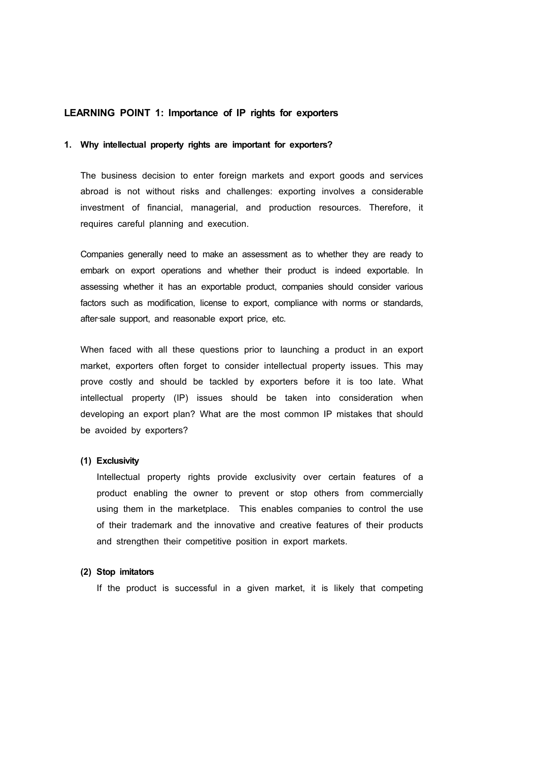## LEARNING POINT 1: Importance of IP rights for exporters

### 1. Why intellectual property rights are important for exporters?

The business decision to enter foreign markets and export goods and services abroad is not without risks and challenges: exporting involves a considerable investment of financial, managerial, and production resources. Therefore, it requires careful planning and execution.

Companies generally need to make an assessment as to whether they are ready to embark on export operations and whether their product is indeed exportable. In assessing whether it has an exportable product, companies should consider various factors such as modification, license to export, compliance with norms or standards, after-sale support, and reasonable export price, etc.

When faced with all these questions prior to launching a product in an export market, exporters often forget to consider intellectual property issues. This may prove costly and should be tackled by exporters before it is too late. What intellectual property (IP) issues should be taken into consideration when developing an export plan? What are the most common IP mistakes that should be avoided by exporters?

#### (1) Exclusivity

Intellectual property rights provide exclusivity over certain features of a product enabling the owner to prevent or stop others from commercially using them in the marketplace. This enables companies to control the use of their trademark and the innovative and creative features of their products and strengthen their competitive position in export markets.

#### (2) Stop imitators

If the product is successful in a given market, it is likely that competing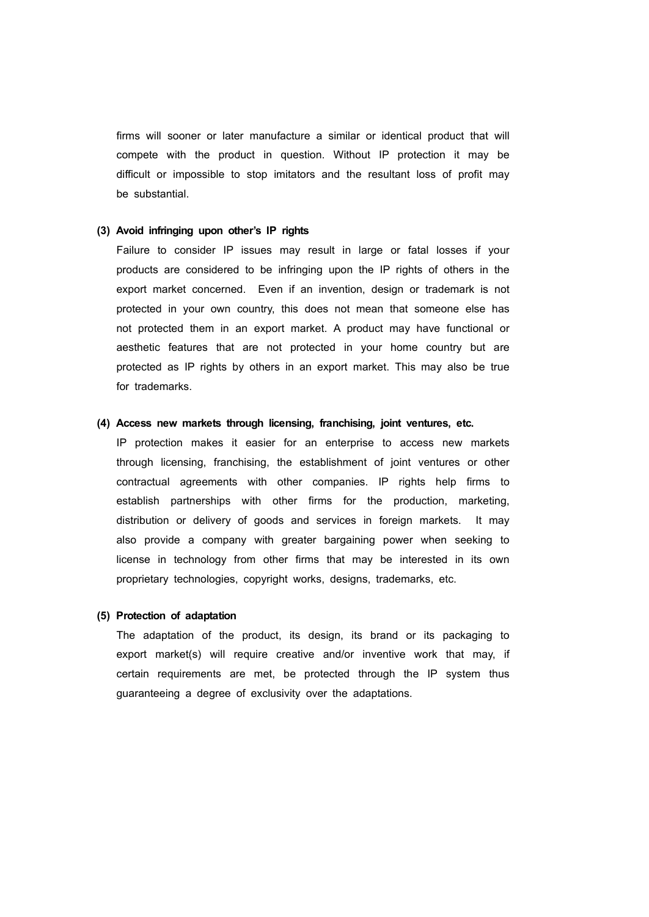firms will sooner or later manufacture a similar or identical product that will compete with the product in question. Without IP protection it may be difficult or impossible to stop imitators and the resultant loss of profit may be substantial.

**(3) Avoid infringing upon other's IP rights**

Failure to consider IP issues may result in large or fatal losses if your products are considered to be infringing upon the IP rights of others in the export market concerned. Even if an invention, design or trademark is not protected in your own country, this does not mean that someone else has not protected them in an export market. A product may have functional or aesthetic features that are not protected in your home country but are protected as IP rights by others in an export market. This may also be true for trademarks.

**(4) Access new markets through licensing, franchising, joint ventures, etc.**

IP protection makes it easier for an enterprise to access new markets through licensing, franchising, the establishment of joint ventures or other contractual agreements with other companies. IP rights help firms to establish partnerships with other firms for the production, marketing, distribution or delivery of goods and services in foreign markets. It may also provide a company with greater bargaining power when seeking to license in technology from other firms that may be interested in its own proprietary technologies, copyright works, designs, trademarks, etc.

**(5) Protection of adaptation**

The adaptation of the product, its design, its brand or its packaging to export market(s) will require creative and/or inventive work that may, if certain requirements are met, be protected through the IP system thus guaranteeing a degree of exclusivity over the adaptations.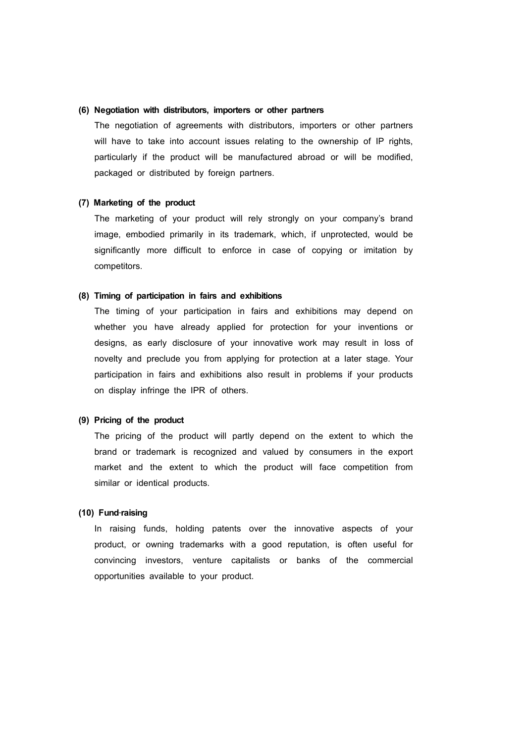**(6) Negotiation with distributors, importers or other partners**

The negotiation of agreements with distributors, importers or other partners will have to take into account issues relating to the ownership of IP rights, particularly if the product will be manufactured abroad or will be modified, packaged or distributed by foreign partners.

**(7) Marketing of the product**

The marketing of your product will rely strongly on your company's brand image, embodied primarily in its trademark, which, if unprotected, would be significantly more difficult to enforce in case of copying or imitation by competitors.

**(8) Timing of participation in fairs and exhibitions**

The timing of your participation in fairs and exhibitions may depend on whether you have already applied for protection for your inventions or designs, as early disclosure of your innovative work may result in loss of novelty and preclude you from applying for protection at a later stage. Your participation in fairs and exhibitions also result in problems if your products on display infringe the IPR of others.

**(9) Pricing of the product**

The pricing of the product will partly depend on the extent to which the brand or trademark is recognized and valued by consumers in the export market and the extent to which the product will face competition from similar or identical products.

**(10) Fund-raising**

In raising funds, holding patents over the innovative aspects of your product, or owning trademarks with a good reputation, is often useful for convincing investors, venture capitalists or banks of the commercial opportunities available to your product.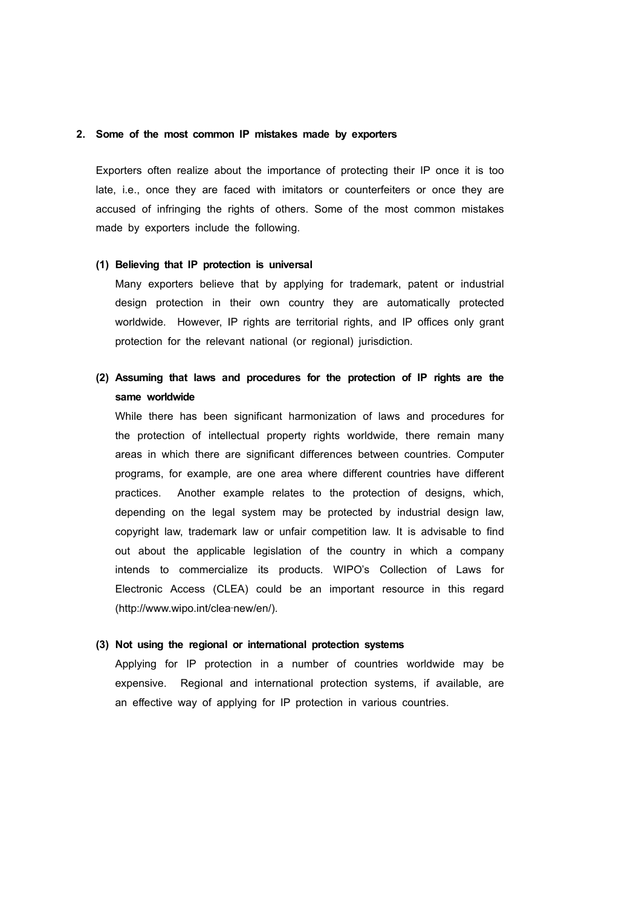## 2. Some of the most common IP mistakes made by exporters

Exporters often realize about the importance of protecting their IP once it is too late, i.e., once they are faced with imitators or counterfeiters or once they are accused of infringing the rights of others. Some of the most common mistakes made by exporters include the following.

**(1) Believing that IP protection is universal**

Many exporters believe that by applying for trademark, patent or industrial design protection in their own country they are automatically protected worldwide. However, IP rights are territorial rights, and IP offices only grant protection for the relevant national (or regional) jurisdiction.

**(2) Assuming that laws and procedures for the protection of IP rights are the same worldwide**

While there has been significant harmonization of laws and procedures for the protection of intellectual property rights worldwide, there remain many areas in which there are significant differences between countries. Computer programs, for example, are one area where different countries have different practices. Another example relates to the protection of designs, which, depending on the legal system may be protected by industrial design law, copyright law, trademark law or unfair competition law. It is advisable to find out about the applicable legislation of the country in which a company intends to commercialize its products. WIPO's Collection of Laws for Electronic Access (CLEA) could be an important resource in this regard (http://www.wipo.int/clea-new/en/).

**(3) Not using the regional or international protection systems**

Applying for IP protection in a number of countries worldwide may be expensive. Regional and international protection systems, if available, are an effective way of applying for IP protection in various countries.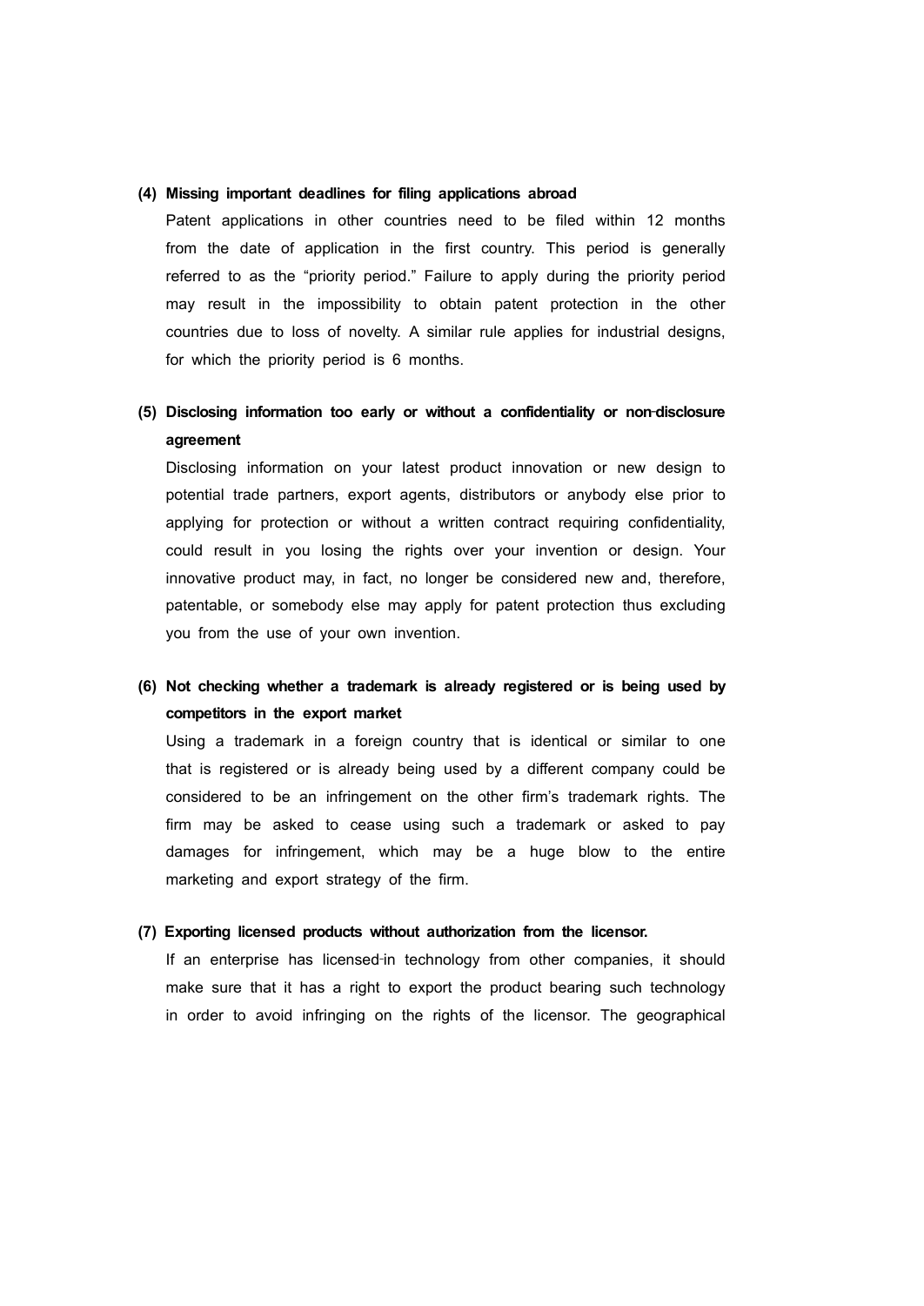**(4) Missing important deadlines for filing applications abroad**

Patent applications in other countries need to be filed within 12 months from the date of application in the first country. This period is generally referred to as the "priority period." Failure to apply during the priority period may result in the impossibility to obtain patent protection in the other countries due to loss of novelty. A similar rule applies for industrial designs, for which the priority period is 6 months.

**(5) Disclosing information too early or without a confidentiality or non-disclosure agreement**

Disclosing information on your latest product innovation or new design to potential trade partners, export agents, distributors or anybody else prior to applying for protection or without a written contract requiring confidentiality, could result in you losing the rights over your invention or design. Your innovative product may, in fact, no longer be considered new and, therefore, patentable, or somebody else may apply for patent protection thus excluding you from the use of your own invention.

**(6) Not checking whether a trademark is already registered or is being used by competitors in the export market**

Using a trademark in a foreign country that is identical or similar to one that is registered or is already being used by a different company could be considered to be an infringement on the other firm's trademark rights. The firm may be asked to cease using such a trademark or asked to pay damages for infringement, which may be a huge blow to the entire marketing and export strategy of the firm.

**(7) Exporting licensed products without authorization from the licensor.**

If an enterprise has licensed-in technology from other companies, it should make sure that it has a right to export the product bearing such technology in order to avoid infringing on the rights of the licensor. The geographical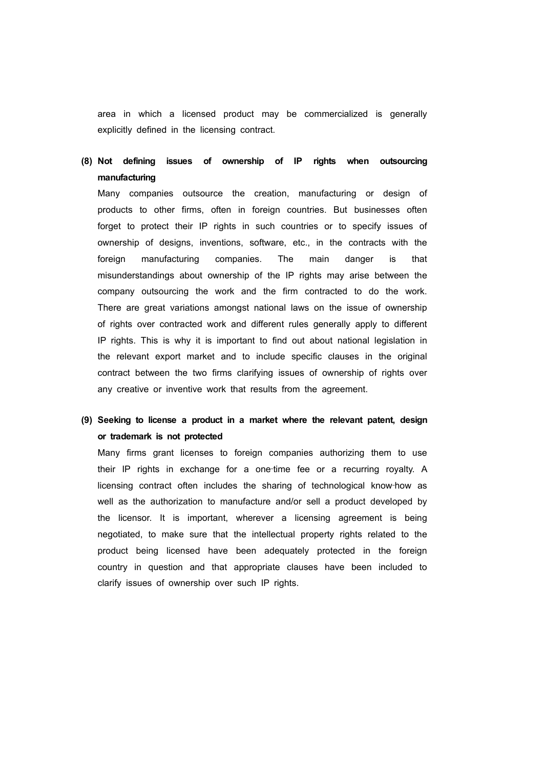area in which a licensed product may be commercialized is generally explicitly defined in the licensing contract.

**(8) Not defining issues of ownership of IP rights when outsourcing manufacturing**

Many companies outsource the creation, manufacturing or design of products to other firms, often in foreign countries. But businesses often forget to protect their IP rights in such countries or to specify issues of ownership of designs, inventions, software, etc., in the contracts with the foreign manufacturing companies. The main danger is that misunderstandings about ownership of the IP rights may arise between the company outsourcing the work and the firm contracted to do the work. There are great variations amongst national laws on the issue of ownership of rights over contracted work and different rules generally apply to different IP rights. This is why it is important to find out about national legislation in the relevant export market and to include specific clauses in the original contract between the two firms clarifying issues of ownership of rights over any creative or inventive work that results from the agreement.

**(9) Seeking to license a product in a market where the relevant patent, design or trademark is not protected**

Many firms grant licenses to foreign companies authorizing them to use their IP rights in exchange for a one-time fee or a recurring royalty. A licensing contract often includes the sharing of technological know-how as well as the authorization to manufacture and/or sell a product developed by the licensor. It is important, wherever a licensing agreement is being negotiated, to make sure that the intellectual property rights related to the product being licensed have been adequately protected in the foreign country in question and that appropriate clauses have been included to clarify issues of ownership over such IP rights.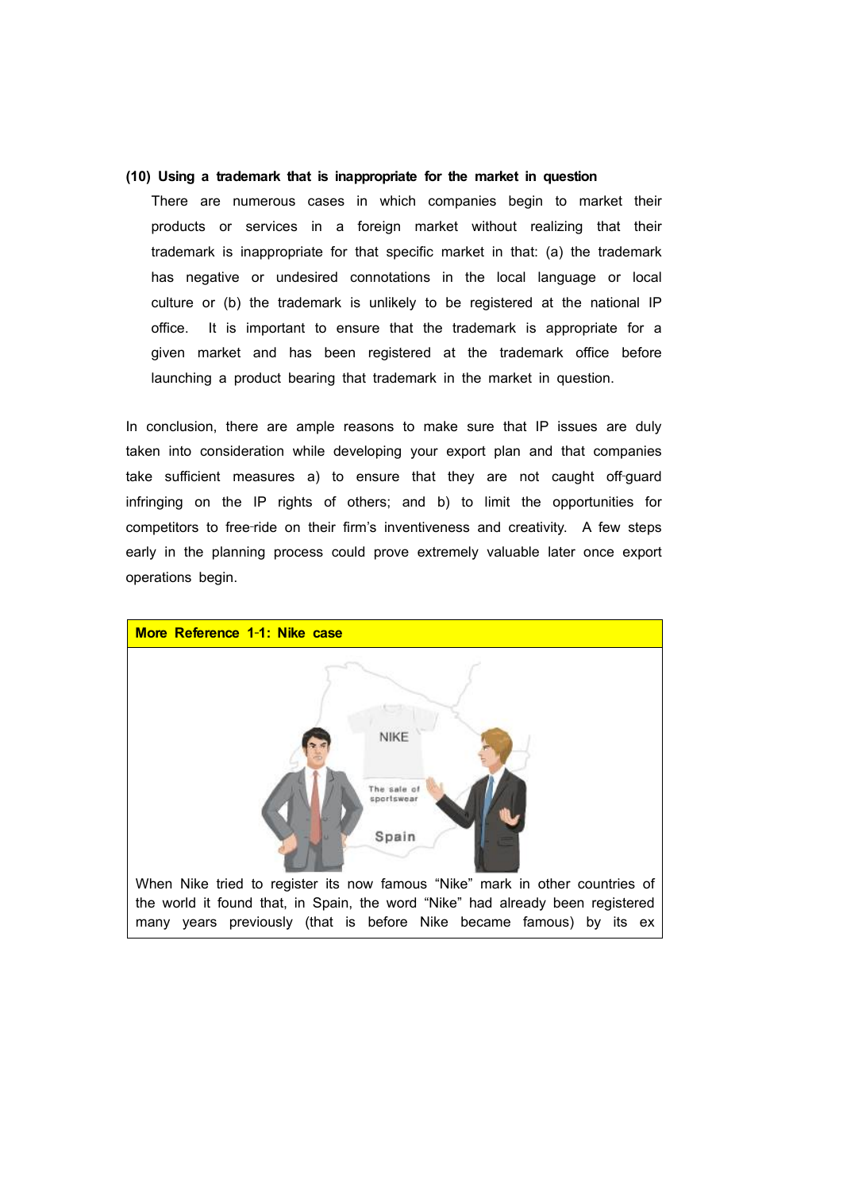**(10) Using a trademark that is inappropriate for the market in question**

There are numerous cases in which companies begin to market their products or services in a foreign market without realizing that their trademark is inappropriate for that specific market in that: (a) the trademark has negative or undesired connotations in the local language or local culture or (b) the trademark is unlikely to be registered at the national IP office. It is important to ensure that the trademark is appropriate for a given market and has been registered at the trademark office before launching a product bearing that trademark in the market in question.

In conclusion, there are ample reasons to make sure that IP issues are duly taken into consideration while developing your export plan and that companies take sufficient measures a) to ensure that they are not caught off-guard infringing on the IP rights of others; and b) to limit the opportunities for competitors to free-ride on their firm's inventiveness and creativity. A few steps early in the planning process could prove extremely valuable later once export operations begin.

**More Reference 1-1: Nike case**

When Nike tried to register its now famous "Nike" mark in other countries of the world it found that, in Spain, the word "Nike" had already been registered many years previously (that is before Nike became famous) by its ex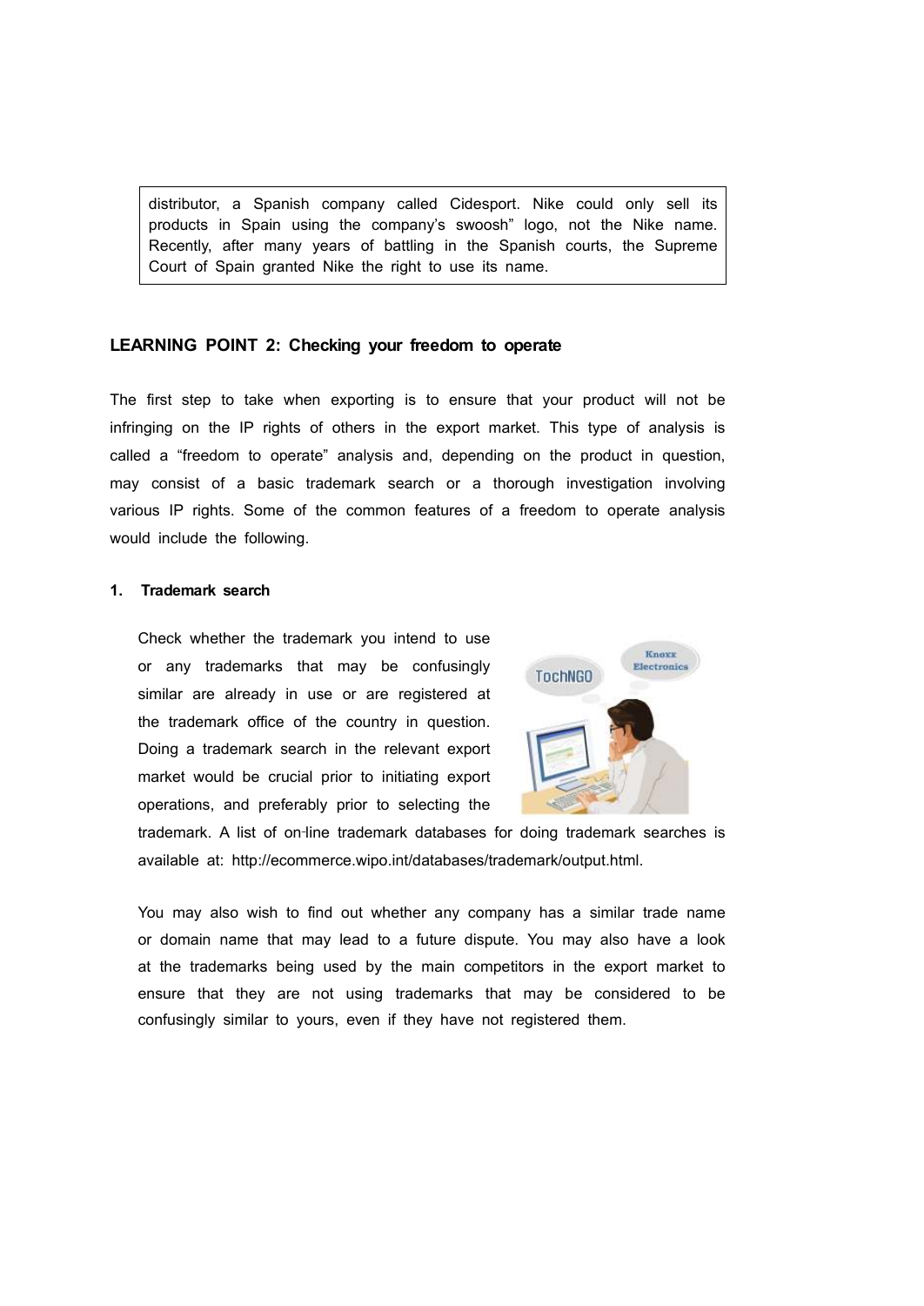> distributor, a Spanish company called Cidesport. Nike could only sell its products in Spain using the company's swoosh" logo, not the Nike name. Recently, after many years of battling in the Spanish courts, the Supreme Court of Spain granted Nike the right to use its name.

## LEARNING POINT 2: Checking your freedom to operate

The first step to take when exporting is to ensure that your product will not be infringing on the IP rights of others in the export market. This type of analysis is called a "freedom to operate" analysis and, depending on the product in question, may consist of a basic trademark search or a thorough investigation involving various IP rights. Some of the common features of a freedom to operate analysis would include the following.

### 1. Trademark search

Check whether the trademark you intend to use or any trademarks that may be confusingly similar are already in use or are registered at the trademark office of the country in question. Doing a trademark search in the relevant export market would be crucial prior to initiating export operations, and preferably prior to selecting the trademark. A list of on-line trademark databases for doing trademark searches is available at: http://ecommerce.wipo.int/databases/trademark/output.html.

You may also wish to find out whether any company has a similar trade name or domain name that may lead to a future dispute. You may also have a look at the trademarks being used by the main competitors in the export market to ensure that they are not using trademarks that may be considered to be confusingly similar to yours, even if they have not registered them.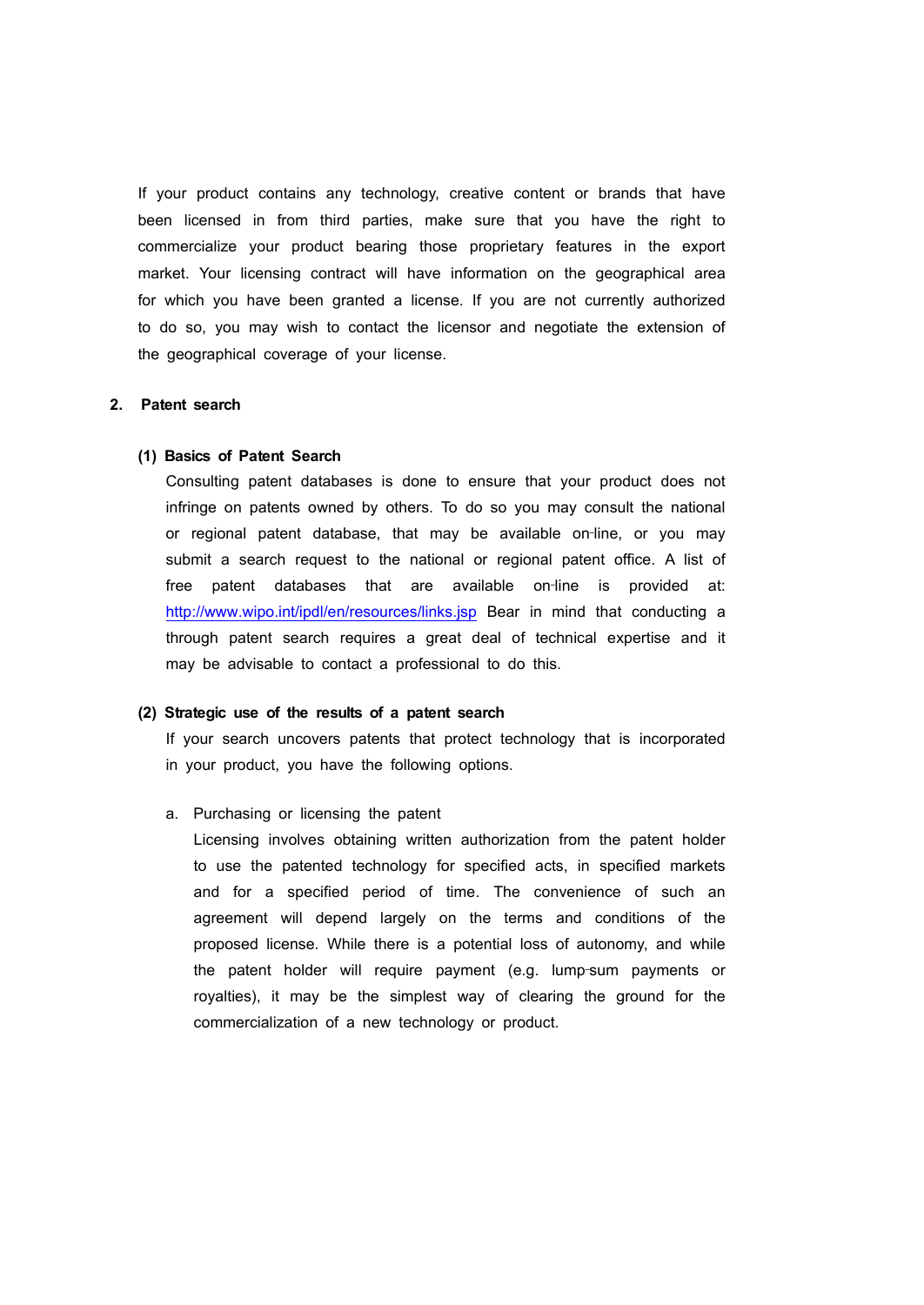If your product contains any technology, creative content or brands that have been licensed in from third parties, make sure that you have the right to commercialize your product bearing those proprietary features in the export market. Your licensing contract will have information on the geographical area for which you have been granted a license. If you are not currently authorized to do so, you may wish to contact the licensor and negotiate the extension of the geographical coverage of your license.

## 2. Patent search

### (1) Basics of Patent Search

Consulting patent databases is done to ensure that your product does not infringe on patents owned by others. To do so you may consult the national or regional patent database, that may be available on-line, or you may submit a search request to the national or regional patent office. A list of free patent databases that are available on-line is provided at: http://www.wipo.int/ipdl/en/resources/links.jsp Bear in mind that conducting a through patent search requires a great deal of technical expertise and it may be advisable to contact a professional to do this.

### (2) Strategic use of the results of a patent search

If your search uncovers patents that protect technology that is incorporated in your product, you have the following options.

a. Purchasing or licensing the patent

Licensing involves obtaining written authorization from the patent holder to use the patented technology for specified acts, in specified markets and for a specified period of time. The convenience of such an agreement will depend largely on the terms and conditions of the proposed license. While there is a potential loss of autonomy, and while the patent holder will require payment (e.g. lump-sum payments or royalties), it may be the simplest way of clearing the ground for the commercialization of a new technology or product.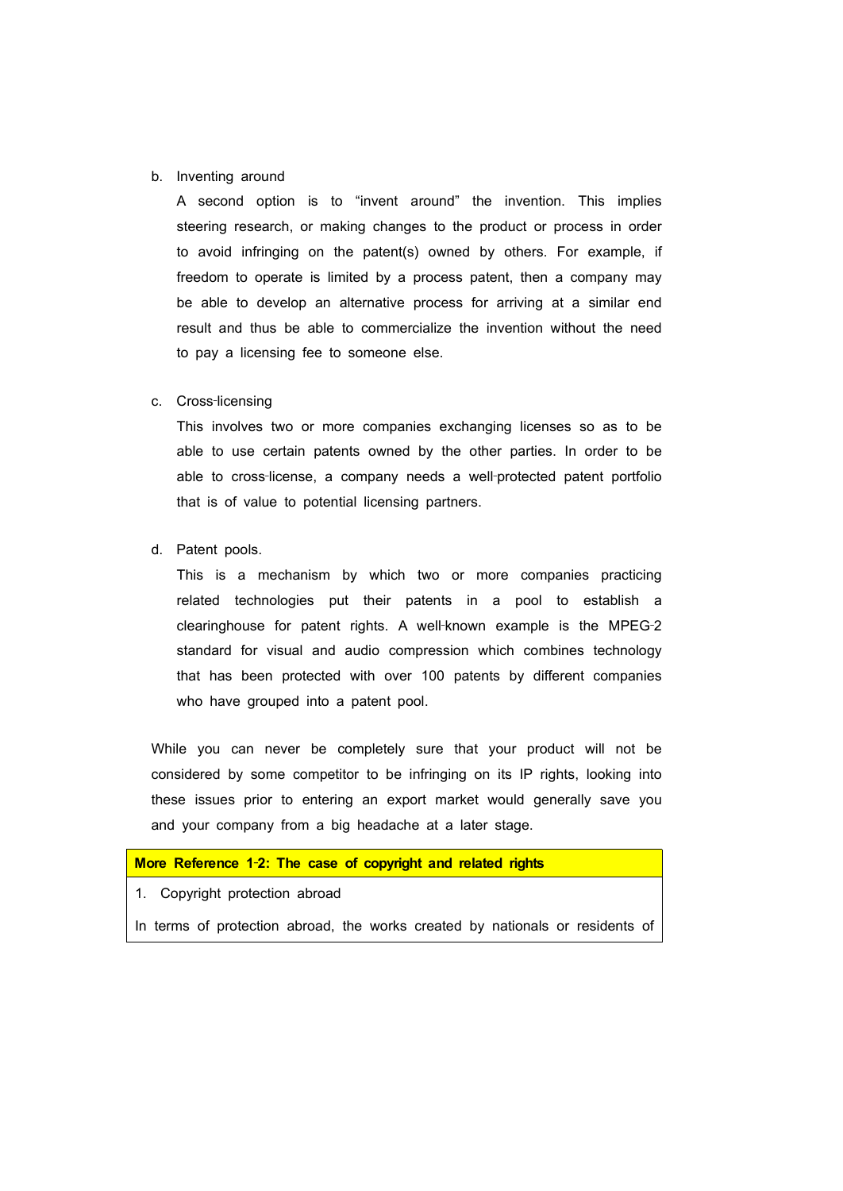b. Inventing around

   A second option is to "invent around" the invention. This implies steering research, or making changes to the product or process in order to avoid infringing on the patent(s) owned by others. For example, if freedom to operate is limited by a process patent, then a company may be able to develop an alternative process for arriving at a similar end result and thus be able to commercialize the invention without the need to pay a licensing fee to someone else.

c. Cross-licensing

   This involves two or more companies exchanging licenses so as to be able to use certain patents owned by the other parties. In order to be able to cross-license, a company needs a well-protected patent portfolio that is of value to potential licensing partners.

d. Patent pools.

   This is a mechanism by which two or more companies practicing related technologies put their patents in a pool to establish a clearinghouse for patent rights. A well-known example is the MPEG-2 standard for visual and audio compression which combines technology that has been protected with over 100 patents by different companies who have grouped into a patent pool.

While you can never be completely sure that your product will not be considered by some competitor to be infringing on its IP rights, looking into these issues prior to entering an export market would generally save you and your company from a big headache at a later stage.

| **More Reference 1-2: The case of copyright and related rights** |
|---|
| 1. Copyright protection abroad |
| In terms of protection abroad, the works created by nationals or residents of |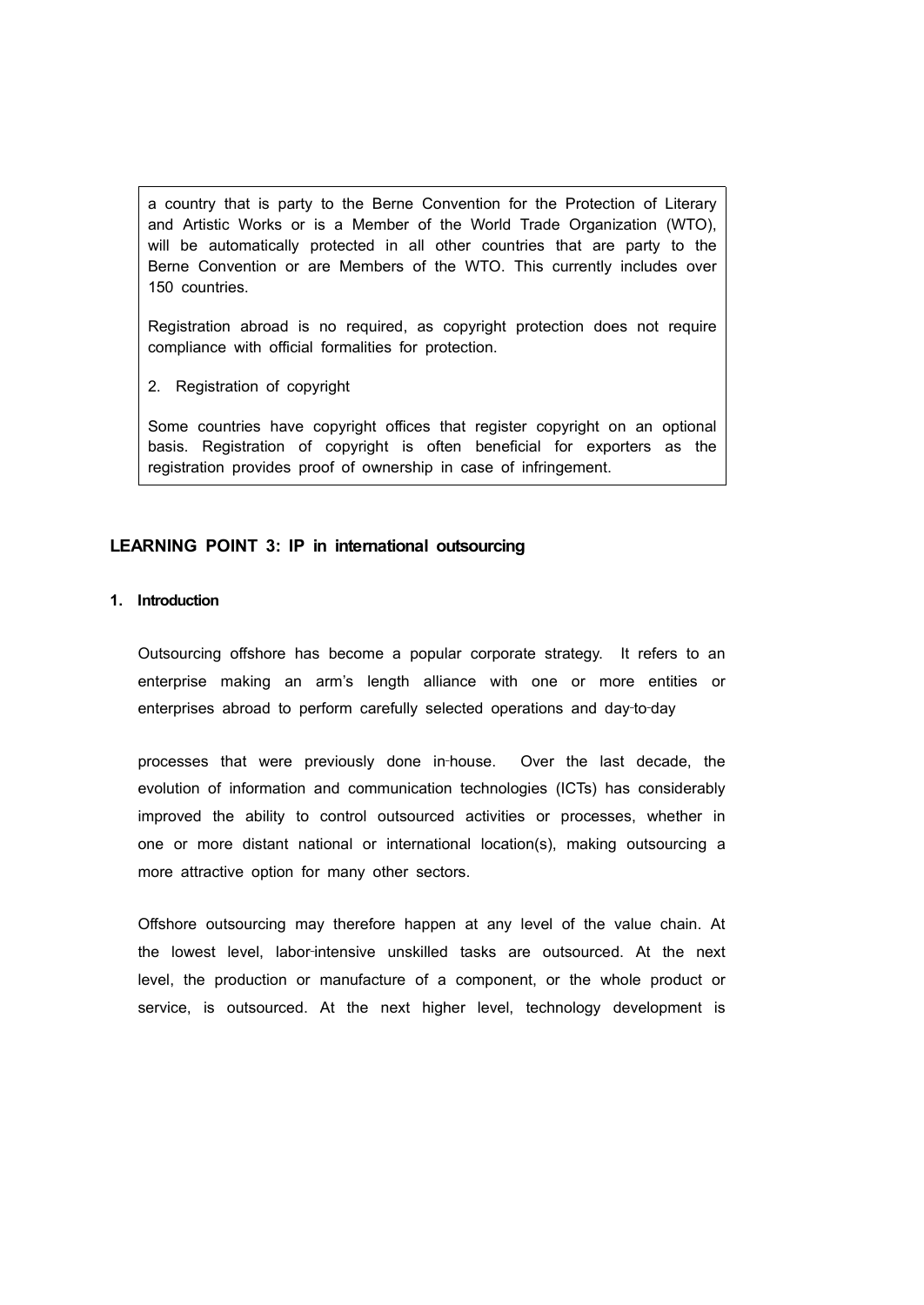a country that is party to the Berne Convention for the Protection of Literary and Artistic Works or is a Member of the World Trade Organization (WTO), will be automatically protected in all other countries that are party to the Berne Convention or are Members of the WTO. This currently includes over 150 countries.

Registration abroad is no required, as copyright protection does not require compliance with official formalities for protection.

2. Registration of copyright

Some countries have copyright offices that register copyright on an optional basis. Registration of copyright is often beneficial for exporters as the registration provides proof of ownership in case of infringement.

## LEARNING POINT 3: IP in international outsourcing

### 1. Introduction

Outsourcing offshore has become a popular corporate strategy. It refers to an enterprise making an arm's length alliance with one or more entities or enterprises abroad to perform carefully selected operations and day-to-day processes that were previously done in-house. Over the last decade, the evolution of information and communication technologies (ICTs) has considerably improved the ability to control outsourced activities or processes, whether in one or more distant national or international location(s), making outsourcing a more attractive option for many other sectors.

Offshore outsourcing may therefore happen at any level of the value chain. At the lowest level, labor-intensive unskilled tasks are outsourced. At the next level, the production or manufacture of a component, or the whole product or service, is outsourced. At the next higher level, technology development is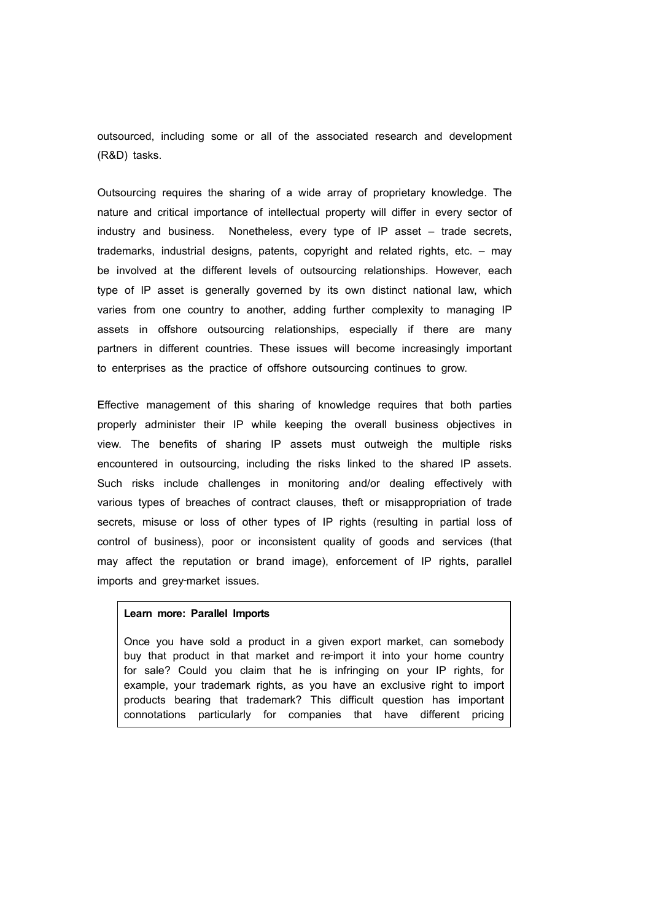outsourced, including some or all of the associated research and development (R&D) tasks.

Outsourcing requires the sharing of a wide array of proprietary knowledge. The nature and critical importance of intellectual property will differ in every sector of industry and business. Nonetheless, every type of IP asset – trade secrets, trademarks, industrial designs, patents, copyright and related rights, etc. – may be involved at the different levels of outsourcing relationships. However, each type of IP asset is generally governed by its own distinct national law, which varies from one country to another, adding further complexity to managing IP assets in offshore outsourcing relationships, especially if there are many partners in different countries. These issues will become increasingly important to enterprises as the practice of offshore outsourcing continues to grow.

Effective management of this sharing of knowledge requires that both parties properly administer their IP while keeping the overall business objectives in view. The benefits of sharing IP assets must outweigh the multiple risks encountered in outsourcing, including the risks linked to the shared IP assets. Such risks include challenges in monitoring and/or dealing effectively with various types of breaches of contract clauses, theft or misappropriation of trade secrets, misuse or loss of other types of IP rights (resulting in partial loss of control of business), poor or inconsistent quality of goods and services (that may affect the reputation or brand image), enforcement of IP rights, parallel imports and grey-market issues.

**Learn more: Parallel Imports**

Once you have sold a product in a given export market, can somebody buy that product in that market and re-import it into your home country for sale? Could you claim that he is infringing on your IP rights, for example, your trademark rights, as you have an exclusive right to import products bearing that trademark? This difficult question has important connotations particularly for companies that have different pricing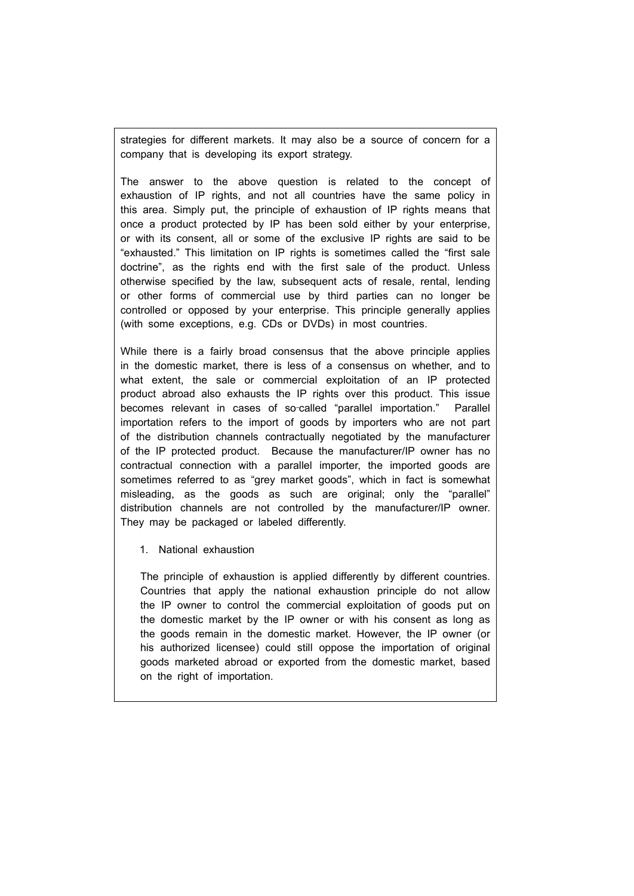strategies for different markets. It may also be a source of concern for a company that is developing its export strategy.

The answer to the above question is related to the concept of exhaustion of IP rights, and not all countries have the same policy in this area. Simply put, the principle of exhaustion of IP rights means that once a product protected by IP has been sold either by your enterprise, or with its consent, all or some of the exclusive IP rights are said to be "exhausted." This limitation on IP rights is sometimes called the "first sale doctrine", as the rights end with the first sale of the product. Unless otherwise specified by the law, subsequent acts of resale, rental, lending or other forms of commercial use by third parties can no longer be controlled or opposed by your enterprise. This principle generally applies (with some exceptions, e.g. CDs or DVDs) in most countries.

While there is a fairly broad consensus that the above principle applies in the domestic market, there is less of a consensus on whether, and to what extent, the sale or commercial exploitation of an IP protected product abroad also exhausts the IP rights over this product. This issue becomes relevant in cases of so-called "parallel importation." Parallel importation refers to the import of goods by importers who are not part of the distribution channels contractually negotiated by the manufacturer of the IP protected product. Because the manufacturer/IP owner has no contractual connection with a parallel importer, the imported goods are sometimes referred to as "grey market goods", which in fact is somewhat misleading, as the goods as such are original; only the "parallel" distribution channels are not controlled by the manufacturer/IP owner. They may be packaged or labeled differently.

1. National exhaustion

The principle of exhaustion is applied differently by different countries. Countries that apply the national exhaustion principle do not allow the IP owner to control the commercial exploitation of goods put on the domestic market by the IP owner or with his consent as long as the goods remain in the domestic market. However, the IP owner (or his authorized licensee) could still oppose the importation of original goods marketed abroad or exported from the domestic market, based on the right of importation.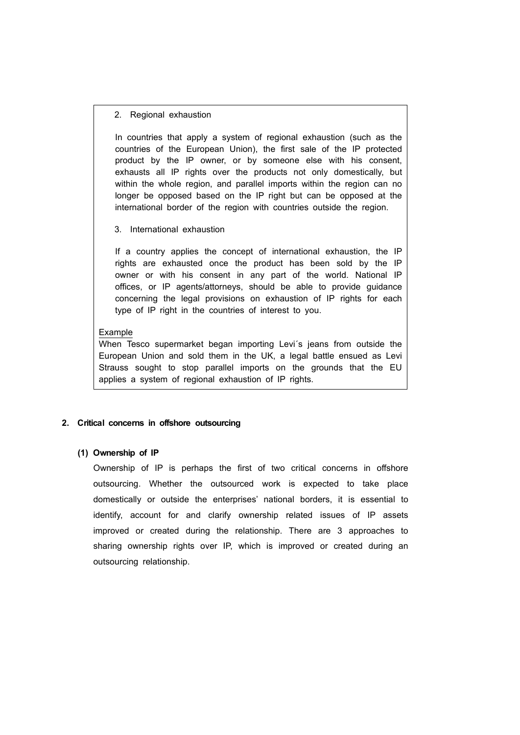2. Regional exhaustion

In countries that apply a system of regional exhaustion (such as the countries of the European Union), the first sale of the IP protected product by the IP owner, or by someone else with his consent, exhausts all IP rights over the products not only domestically, but within the whole region, and parallel imports within the region can no longer be opposed based on the IP right but can be opposed at the international border of the region with countries outside the region.

3. International exhaustion

If a country applies the concept of international exhaustion, the IP rights are exhausted once the product has been sold by the IP owner or with his consent in any part of the world. National IP offices, or IP agents/attorneys, should be able to provide guidance concerning the legal provisions on exhaustion of IP rights for each type of IP right in the countries of interest to you.

Example

When Tesco supermarket began importing Levi´s jeans from outside the European Union and sold them in the UK, a legal battle ensued as Levi Strauss sought to stop parallel imports on the grounds that the EU applies a system of regional exhaustion of IP rights.

## 2. Critical concerns in offshore outsourcing

### (1) Ownership of IP

Ownership of IP is perhaps the first of two critical concerns in offshore outsourcing. Whether the outsourced work is expected to take place domestically or outside the enterprises' national borders, it is essential to identify, account for and clarify ownership related issues of IP assets improved or created during the relationship. There are 3 approaches to sharing ownership rights over IP, which is improved or created during an outsourcing relationship.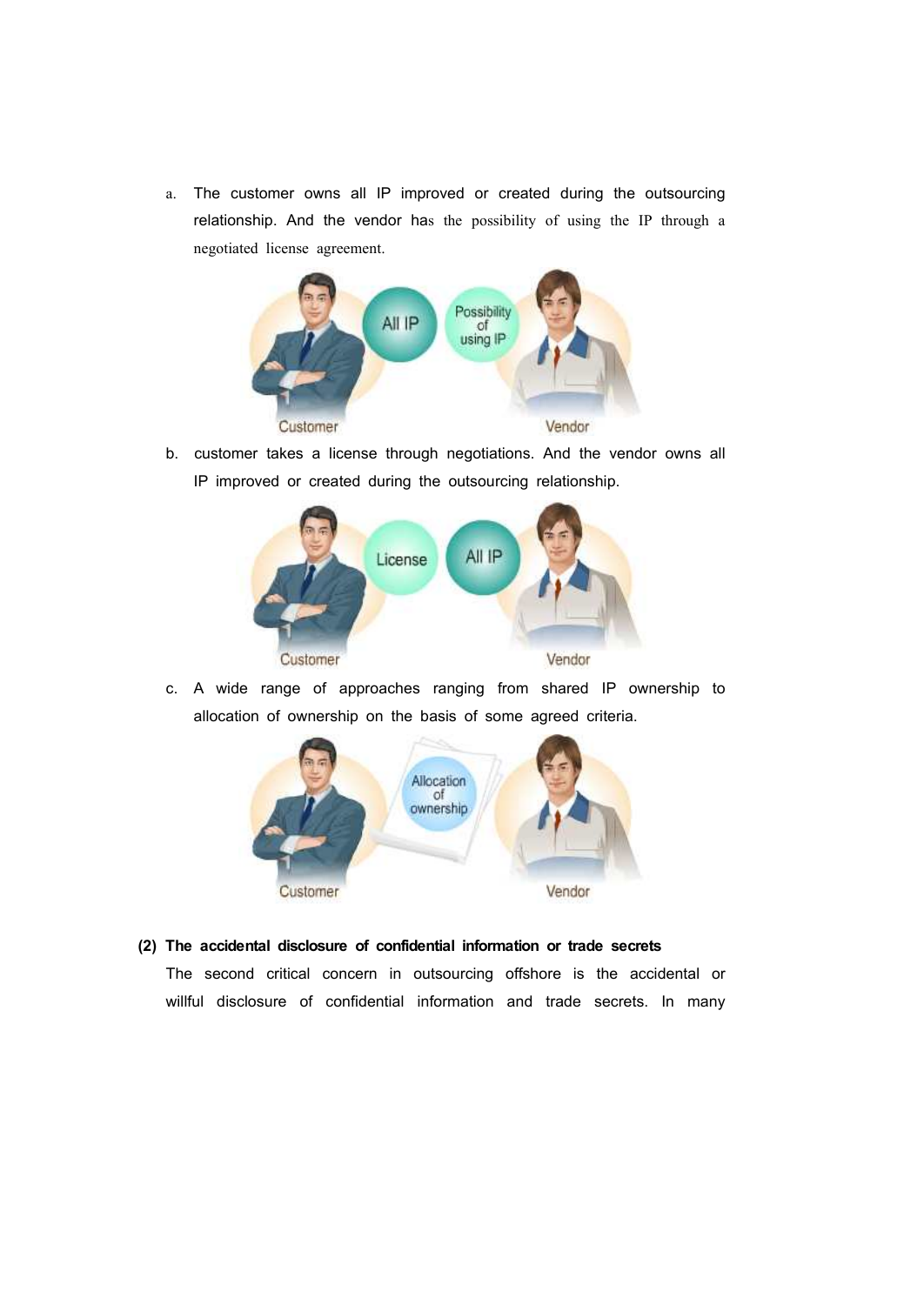a. The customer owns all IP improved or created during the outsourcing relationship. And the vendor has the possibility of using the IP through a negotiated license agreement.

b. customer takes a license through negotiations. And the vendor owns all IP improved or created during the outsourcing relationship.

c. A wide range of approaches ranging from shared IP ownership to allocation of ownership on the basis of some agreed criteria.

**(2) The accidental disclosure of confidential information or trade secrets**

The second critical concern in outsourcing offshore is the accidental or willful disclosure of confidential information and trade secrets. In many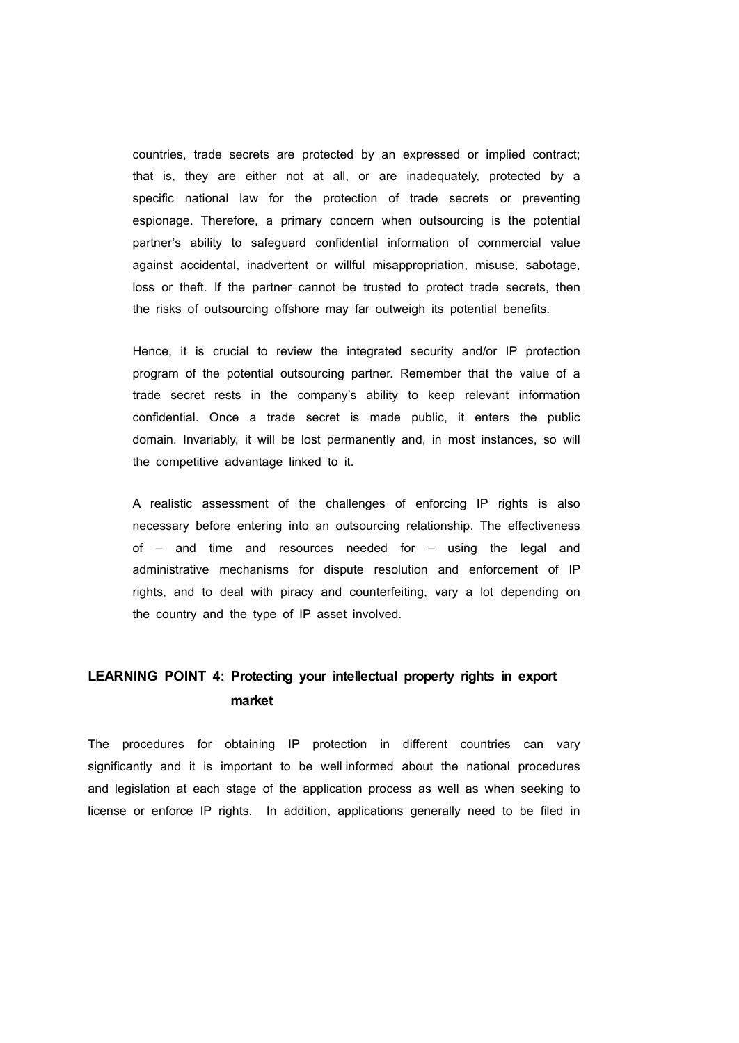countries, trade secrets are protected by an expressed or implied contract; that is, they are either not at all, or are inadequately, protected by a specific national law for the protection of trade secrets or preventing espionage. Therefore, a primary concern when outsourcing is the potential partner's ability to safeguard confidential information of commercial value against accidental, inadvertent or willful misappropriation, misuse, sabotage, loss or theft. If the partner cannot be trusted to protect trade secrets, then the risks of outsourcing offshore may far outweigh its potential benefits.

Hence, it is crucial to review the integrated security and/or IP protection program of the potential outsourcing partner. Remember that the value of a trade secret rests in the company's ability to keep relevant information confidential. Once a trade secret is made public, it enters the public domain. Invariably, it will be lost permanently and, in most instances, so will the competitive advantage linked to it.

A realistic assessment of the challenges of enforcing IP rights is also necessary before entering into an outsourcing relationship. The effectiveness of – and time and resources needed for – using the legal and administrative mechanisms for dispute resolution and enforcement of IP rights, and to deal with piracy and counterfeiting, vary a lot depending on the country and the type of IP asset involved.

## LEARNING POINT 4: Protecting your intellectual property rights in export market

The procedures for obtaining IP protection in different countries can vary significantly and it is important to be well-informed about the national procedures and legislation at each stage of the application process as well as when seeking to license or enforce IP rights. In addition, applications generally need to be filed in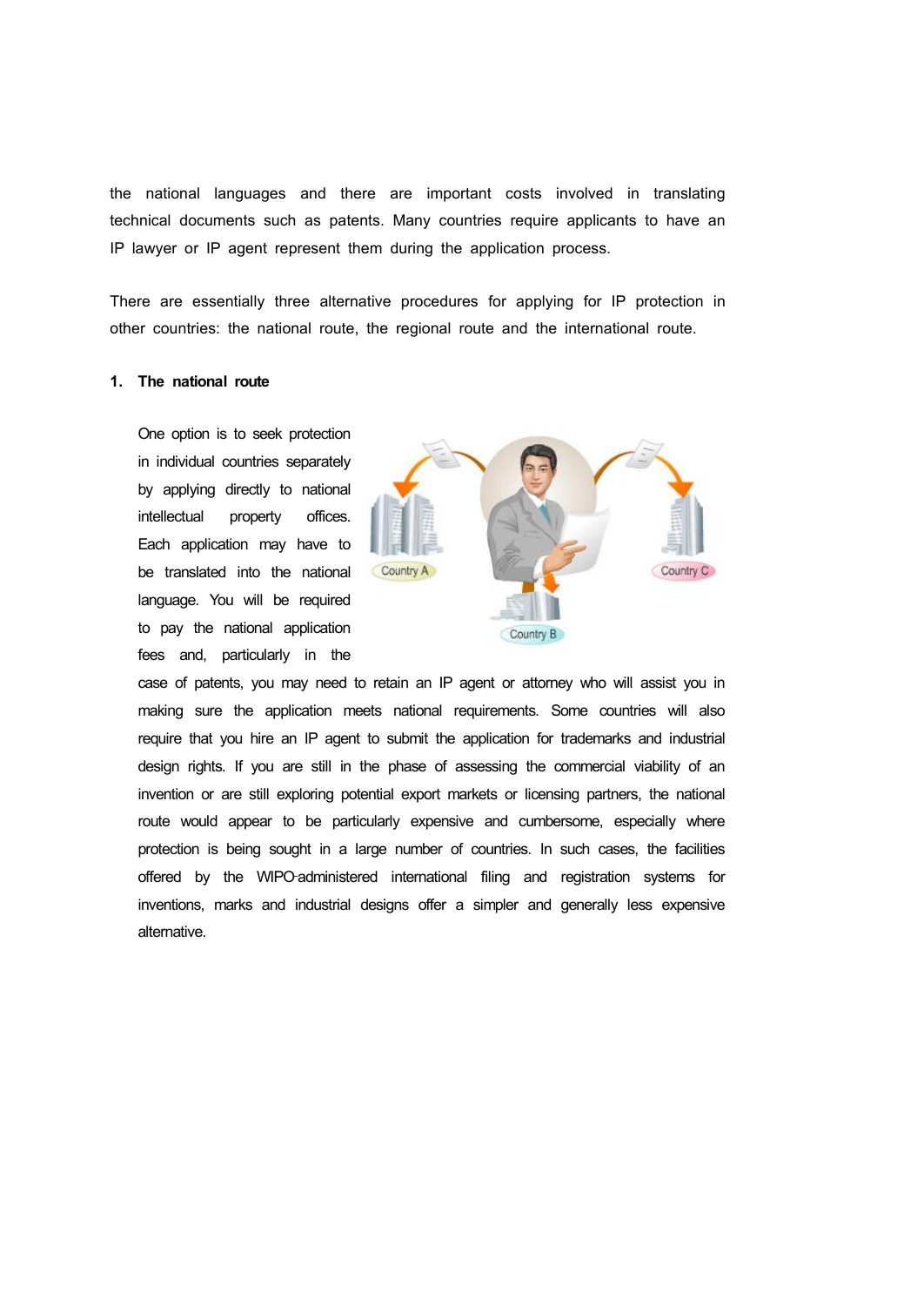the national languages and there are important costs involved in translating technical documents such as patents. Many countries require applicants to have an IP lawyer or IP agent represent them during the application process.

There are essentially three alternative procedures for applying for IP protection in other countries: the national route, the regional route and the international route.

**1. The national route**

One option is to seek protection in individual countries separately by applying directly to national intellectual property offices. Each application may have to be translated into the national language. You will be required to pay the national application fees and, particularly in the case of patents, you may need to retain an IP agent or attorney who will assist you in making sure the application meets national requirements. Some countries will also require that you hire an IP agent to submit the application for trademarks and industrial design rights. If you are still in the phase of assessing the commercial viability of an invention or are still exploring potential export markets or licensing partners, the national route would appear to be particularly expensive and cumbersome, especially where protection is being sought in a large number of countries. In such cases, the facilities offered by the WIPO-administered international filing and registration systems for inventions, marks and industrial designs offer a simpler and generally less expensive alternative.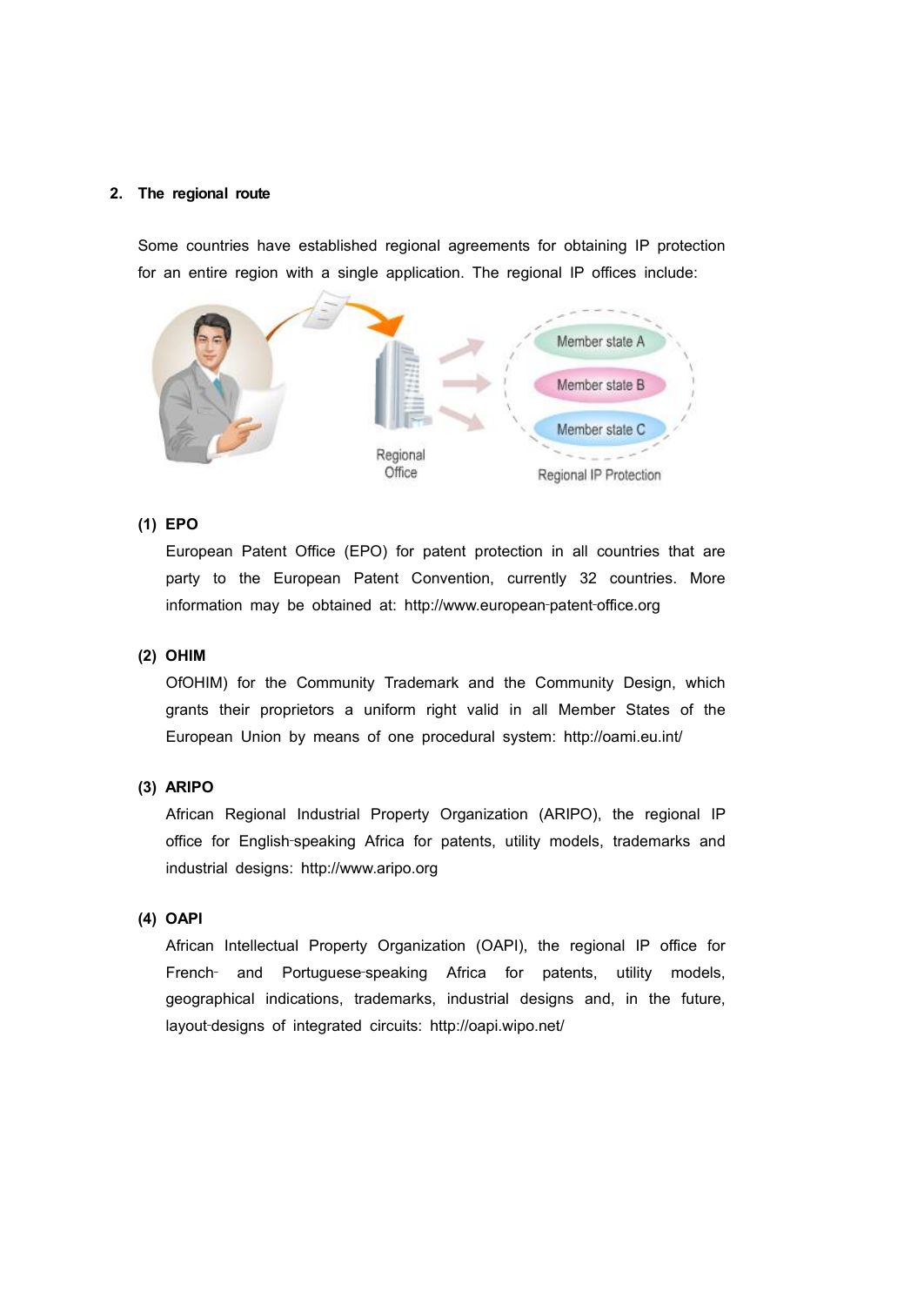## 2. The regional route

Some countries have established regional agreements for obtaining IP protection for an entire region with a single application. The regional IP offices include:

### (1) EPO

European Patent Office (EPO) for patent protection in all countries that are party to the European Patent Convention, currently 32 countries. More information may be obtained at: http://www.european-patent-office.org

### (2) OHIM

OfOHIM) for the Community Trademark and the Community Design, which grants their proprietors a uniform right valid in all Member States of the European Union by means of one procedural system: http://oami.eu.int/

### (3) ARIPO

African Regional Industrial Property Organization (ARIPO), the regional IP office for English-speaking Africa for patents, utility models, trademarks and industrial designs: http://www.aripo.org

### (4) OAPI

African Intellectual Property Organization (OAPI), the regional IP office for French- and Portuguese-speaking Africa for patents, utility models, geographical indications, trademarks, industrial designs and, in the future, layout-designs of integrated circuits: http://oapi.wipo.net/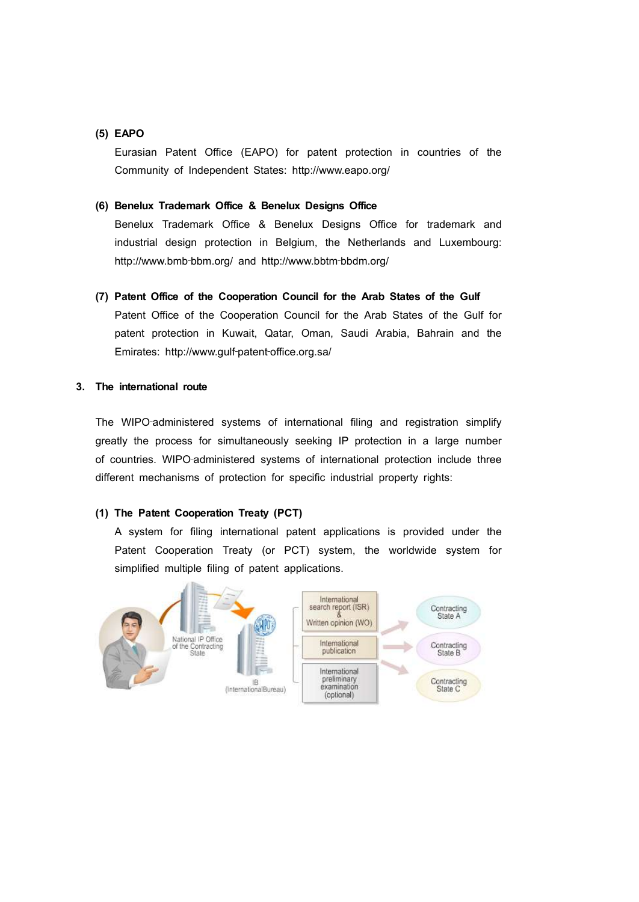**(5) EAPO**

Eurasian Patent Office (EAPO) for patent protection in countries of the Community of Independent States: http://www.eapo.org/

**(6) Benelux Trademark Office & Benelux Designs Office**

Benelux Trademark Office & Benelux Designs Office for trademark and industrial design protection in Belgium, the Netherlands and Luxembourg: http://www.bmb-bbm.org/ and http://www.bbtm-bbdm.org/

**(7) Patent Office of the Cooperation Council for the Arab States of the Gulf**

Patent Office of the Cooperation Council for the Arab States of the Gulf for patent protection in Kuwait, Qatar, Oman, Saudi Arabia, Bahrain and the Emirates: http://www.gulf-patent-office.org.sa/

## 3. The international route

The WIPO-administered systems of international filing and registration simplify greatly the process for simultaneously seeking IP protection in a large number of countries. WIPO-administered systems of international protection include three different mechanisms of protection for specific industrial property rights:

**(1) The Patent Cooperation Treaty (PCT)**

A system for filing international patent applications is provided under the Patent Cooperation Treaty (or PCT) system, the worldwide system for simplified multiple filing of patent applications.

National IP Office of the Contracting State

IB (InternationalBureau)

International search report (ISR) & Written opinion (WO)

International publication

International preliminary examination (optional)

Contracting State A

Contracting State B

Contracting State C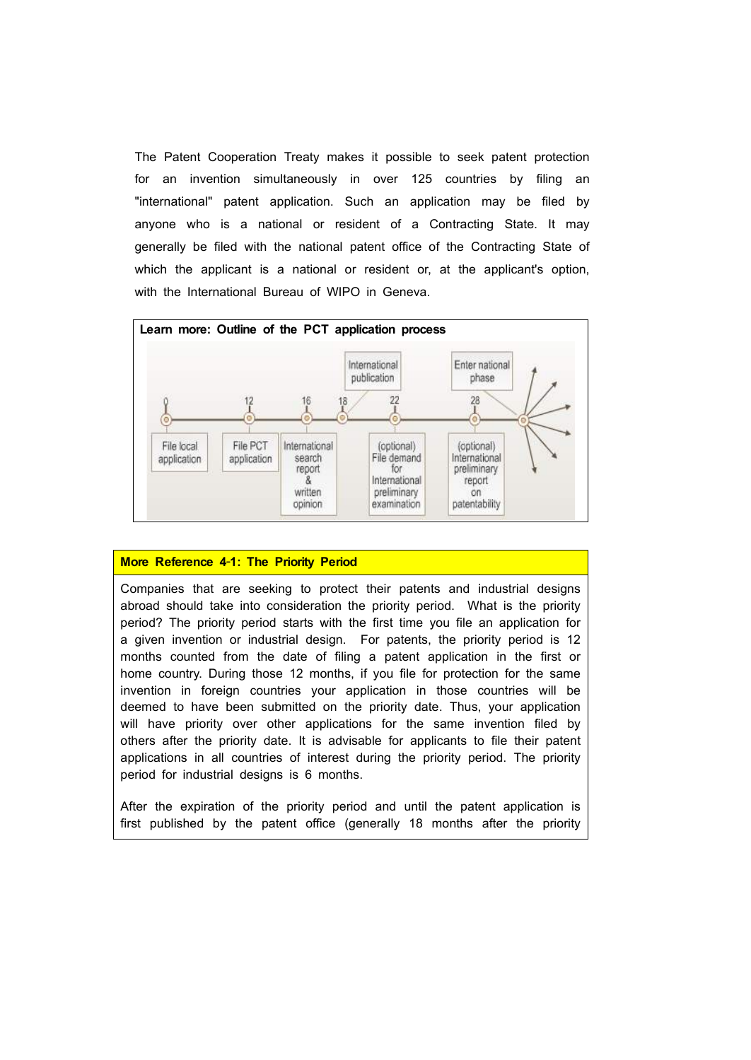The Patent Cooperation Treaty makes it possible to seek patent protection for an invention simultaneously in over 125 countries by filing an "international" patent application. Such an application may be filed by anyone who is a national or resident of a Contracting State. It may generally be filed with the national patent office of the Contracting State of which the applicant is a national or resident or, at the applicant's option, with the International Bureau of WIPO in Geneva.

**Learn more: Outline of the PCT application process**

| Month | Step |
| --- | --- |
| 0 | File local application |
| 12 | File PCT application |
| 16 | International search report & written opinion |
| 18 | International publication |
| 22 | (optional) File demand for International preliminary examination |
| 28 | (optional) International preliminary report on patentability |
| 30 | Enter national phase |

**More Reference 4-1: The Priority Period**

Companies that are seeking to protect their patents and industrial designs abroad should take into consideration the priority period. What is the priority period? The priority period starts with the first time you file an application for a given invention or industrial design. For patents, the priority period is 12 months counted from the date of filing a patent application in the first or home country. During those 12 months, if you file for protection for the same invention in foreign countries your application in those countries will be deemed to have been submitted on the priority date. Thus, your application will have priority over other applications for the same invention filed by others after the priority date. It is advisable for applicants to file their patent applications in all countries of interest during the priority period. The priority period for industrial designs is 6 months.

After the expiration of the priority period and until the patent application is first published by the patent office (generally 18 months after the priority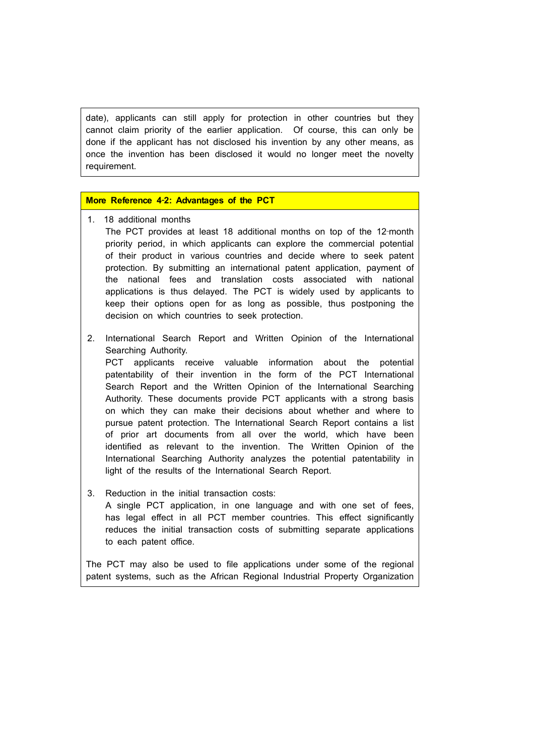date), applicants can still apply for protection in other countries but they cannot claim priority of the earlier application. Of course, this can only be done if the applicant has not disclosed his invention by any other means, as once the invention has been disclosed it would no longer meet the novelty requirement.

**More Reference 4-2: Advantages of the PCT**

1. 18 additional months
   The PCT provides at least 18 additional months on top of the 12-month priority period, in which applicants can explore the commercial potential of their product in various countries and decide where to seek patent protection. By submitting an international patent application, payment of the national fees and translation costs associated with national applications is thus delayed. The PCT is widely used by applicants to keep their options open for as long as possible, thus postponing the decision on which countries to seek protection.

2. International Search Report and Written Opinion of the International Searching Authority.
   PCT applicants receive valuable information about the potential patentability of their invention in the form of the PCT International Search Report and the Written Opinion of the International Searching Authority. These documents provide PCT applicants with a strong basis on which they can make their decisions about whether and where to pursue patent protection. The International Search Report contains a list of prior art documents from all over the world, which have been identified as relevant to the invention. The Written Opinion of the International Searching Authority analyzes the potential patentability in light of the results of the International Search Report.

3. Reduction in the initial transaction costs:
   A single PCT application, in one language and with one set of fees, has legal effect in all PCT member countries. This effect significantly reduces the initial transaction costs of submitting separate applications to each patent office.

The PCT may also be used to file applications under some of the regional patent systems, such as the African Regional Industrial Property Organization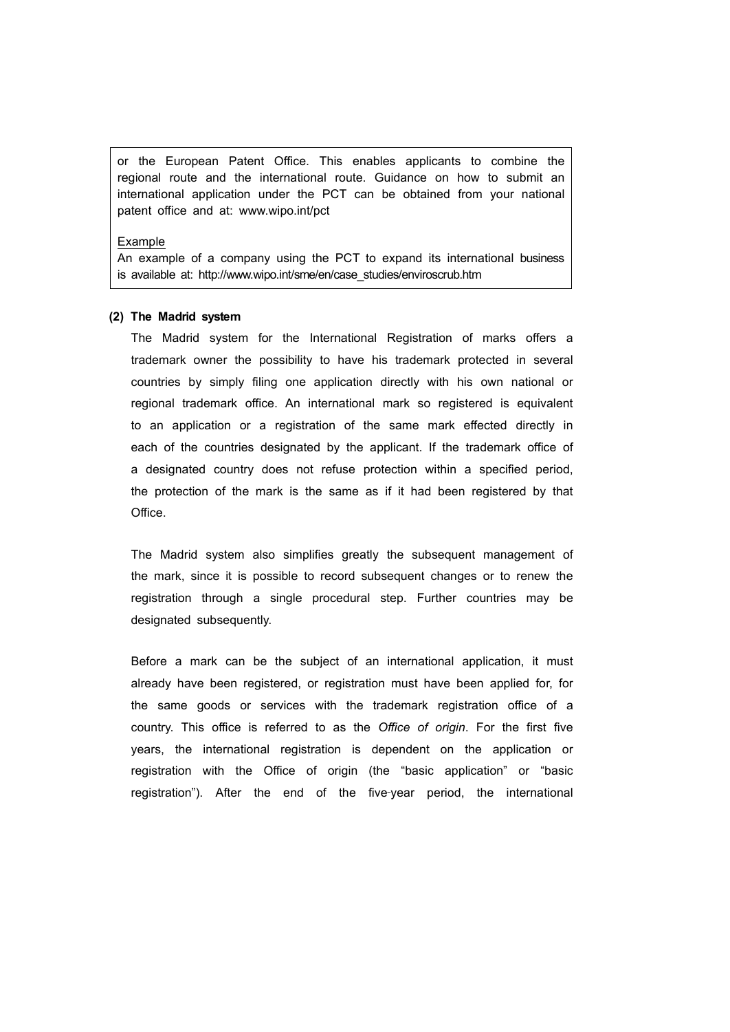or the European Patent Office. This enables applicants to combine the regional route and the international route. Guidance on how to submit an international application under the PCT can be obtained from your national patent office and at: www.wipo.int/pct

Example

An example of a company using the PCT to expand its international business is available at: http://www.wipo.int/sme/en/case_studies/enviroscrub.htm

**(2) The Madrid system**

The Madrid system for the International Registration of marks offers a trademark owner the possibility to have his trademark protected in several countries by simply filing one application directly with his own national or regional trademark office. An international mark so registered is equivalent to an application or a registration of the same mark effected directly in each of the countries designated by the applicant. If the trademark office of a designated country does not refuse protection within a specified period, the protection of the mark is the same as if it had been registered by that Office.

The Madrid system also simplifies greatly the subsequent management of the mark, since it is possible to record subsequent changes or to renew the registration through a single procedural step. Further countries may be designated subsequently.

Before a mark can be the subject of an international application, it must already have been registered, or registration must have been applied for, for the same goods or services with the trademark registration office of a country. This office is referred to as the *Office of origin*. For the first five years, the international registration is dependent on the application or registration with the Office of origin (the "basic application" or "basic registration"). After the end of the five-year period, the international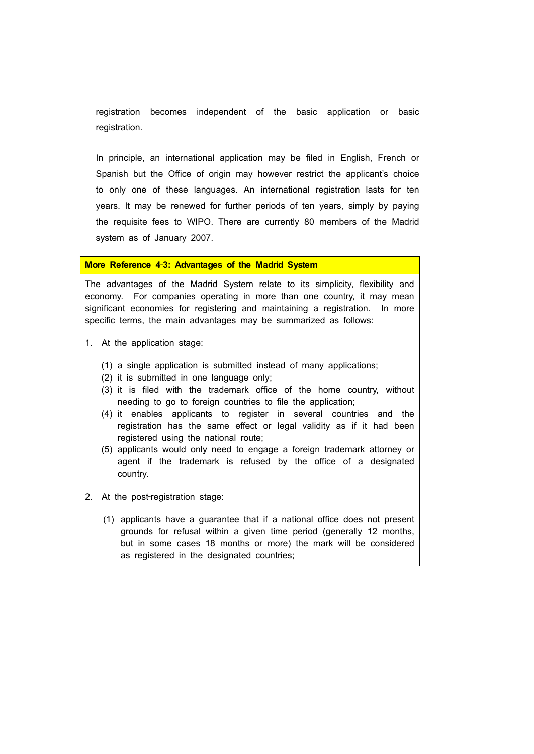registration becomes independent of the basic application or basic registration.

In principle, an international application may be filed in English, French or Spanish but the Office of origin may however restrict the applicant's choice to only one of these languages. An international registration lasts for ten years. It may be renewed for further periods of ten years, simply by paying the requisite fees to WIPO. There are currently 80 members of the Madrid system as of January 2007.

**More Reference 4-3: Advantages of the Madrid System**

The advantages of the Madrid System relate to its simplicity, flexibility and economy. For companies operating in more than one country, it may mean significant economies for registering and maintaining a registration. In more specific terms, the main advantages may be summarized as follows:

1. At the application stage:

   (1) a single application is submitted instead of many applications;
   (2) it is submitted in one language only;
   (3) it is filed with the trademark office of the home country, without needing to go to foreign countries to file the application;
   (4) it enables applicants to register in several countries and the registration has the same effect or legal validity as if it had been registered using the national route;
   (5) applicants would only need to engage a foreign trademark attorney or agent if the trademark is refused by the office of a designated country.

2. At the post-registration stage:

   (1) applicants have a guarantee that if a national office does not present grounds for refusal within a given time period (generally 12 months, but in some cases 18 months or more) the mark will be considered as registered in the designated countries;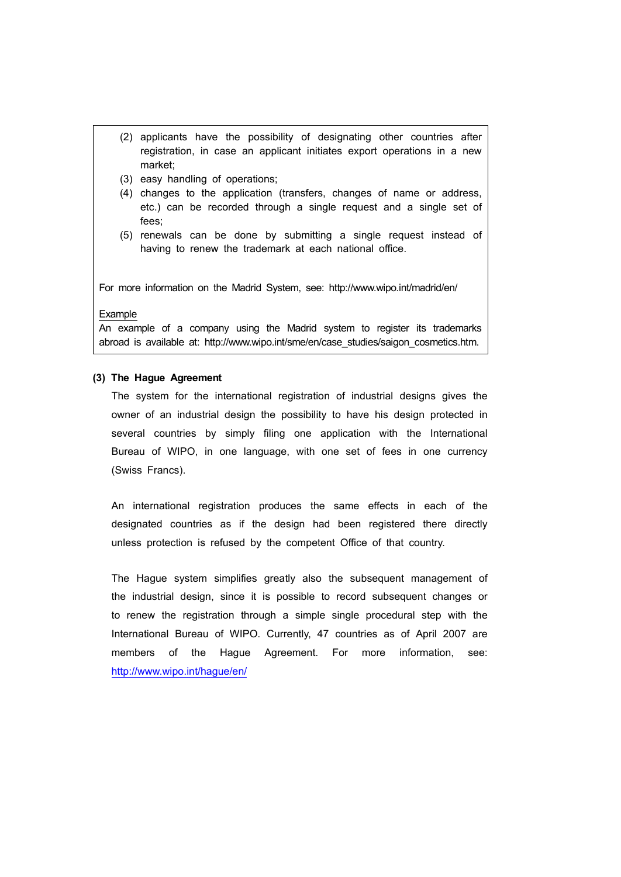(2) applicants have the possibility of designating other countries after registration, in case an applicant initiates export operations in a new market;
(3) easy handling of operations;
(4) changes to the application (transfers, changes of name or address, etc.) can be recorded through a single request and a single set of fees;
(5) renewals can be done by submitting a single request instead of having to renew the trademark at each national office.

For more information on the Madrid System, see: http://www.wipo.int/madrid/en/

Example

An example of a company using the Madrid system to register its trademarks abroad is available at: http://www.wipo.int/sme/en/case_studies/saigon_cosmetics.htm.

**(3) The Hague Agreement**

The system for the international registration of industrial designs gives the owner of an industrial design the possibility to have his design protected in several countries by simply filing one application with the International Bureau of WIPO, in one language, with one set of fees in one currency (Swiss Francs).

An international registration produces the same effects in each of the designated countries as if the design had been registered there directly unless protection is refused by the competent Office of that country.

The Hague system simplifies greatly also the subsequent management of the industrial design, since it is possible to record subsequent changes or to renew the registration through a simple single procedural step with the International Bureau of WIPO. Currently, 47 countries as of April 2007 are members of the Hague Agreement. For more information, see: http://www.wipo.int/hague/en/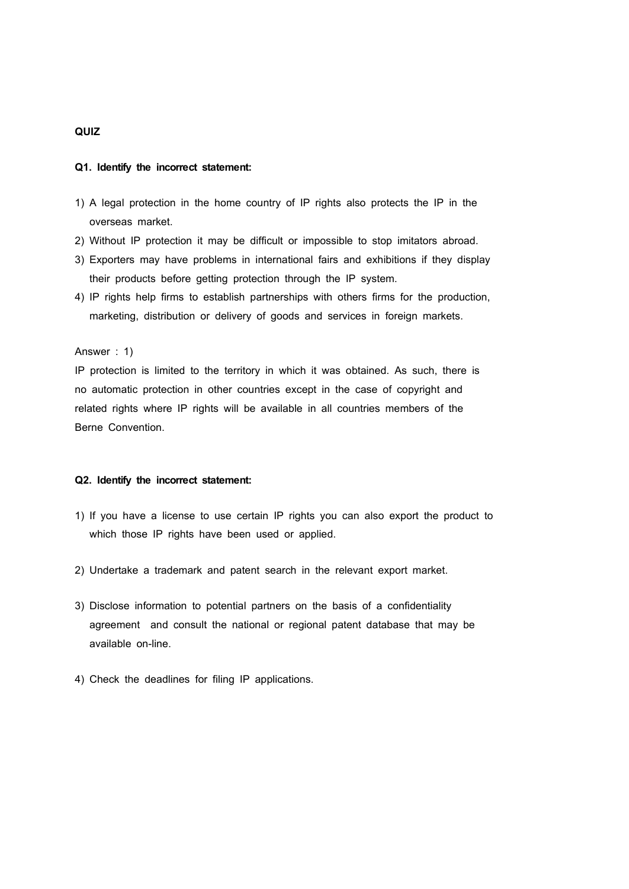**QUIZ**

**Q1. Identify the incorrect statement:**

1) A legal protection in the home country of IP rights also protects the IP in the overseas market.
2) Without IP protection it may be difficult or impossible to stop imitators abroad.
3) Exporters may have problems in international fairs and exhibitions if they display their products before getting protection through the IP system.
4) IP rights help firms to establish partnerships with others firms for the production, marketing, distribution or delivery of goods and services in foreign markets.

Answer : 1)

IP protection is limited to the territory in which it was obtained. As such, there is no automatic protection in other countries except in the case of copyright and related rights where IP rights will be available in all countries members of the Berne Convention.

**Q2. Identify the incorrect statement:**

1) If you have a license to use certain IP rights you can also export the product to which those IP rights have been used or applied.

2) Undertake a trademark and patent search in the relevant export market.

3) Disclose information to potential partners on the basis of a confidentiality agreement and consult the national or regional patent database that may be available on-line.

4) Check the deadlines for filing IP applications.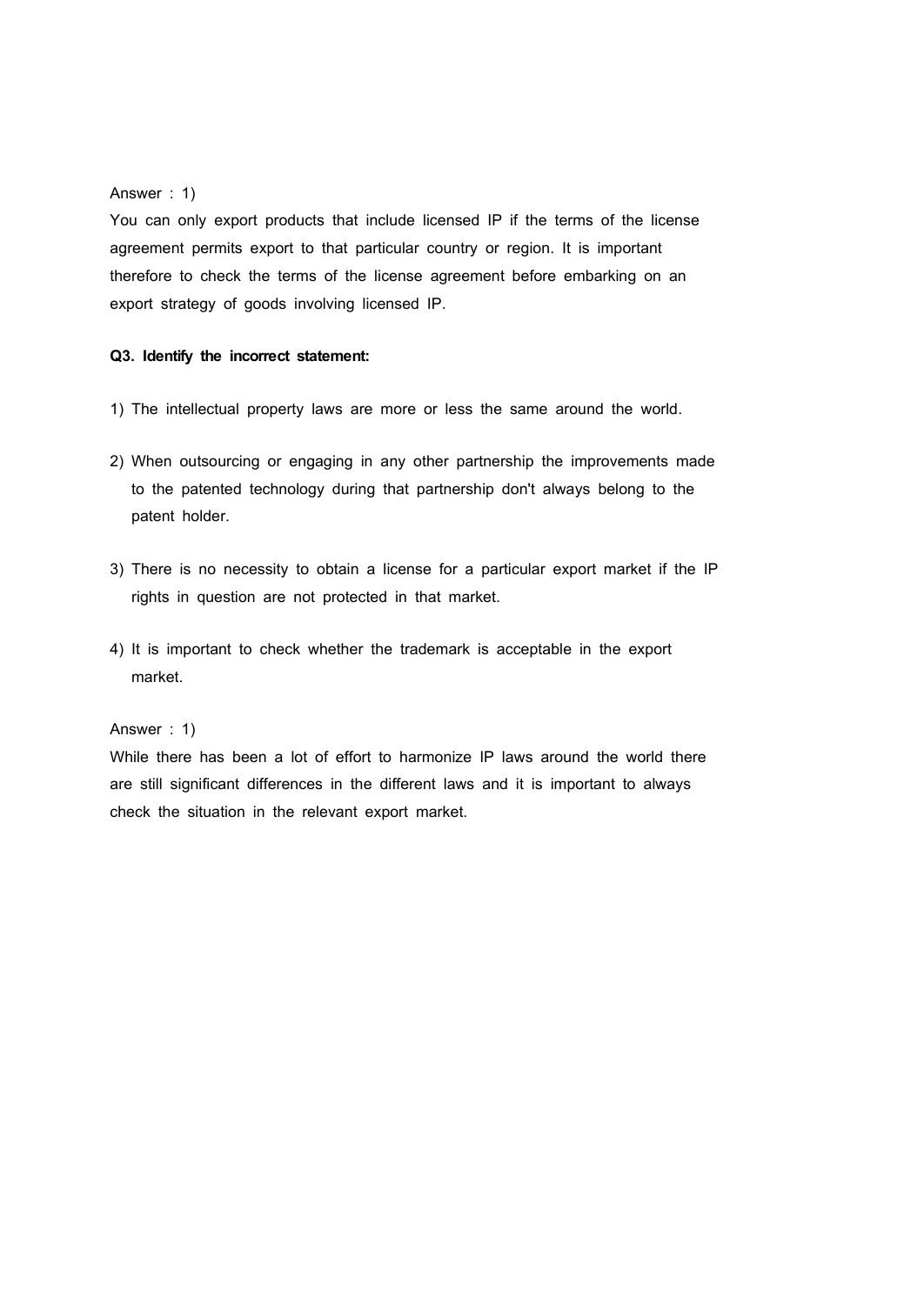Answer : 1)

You can only export products that include licensed IP if the terms of the license agreement permits export to that particular country or region. It is important therefore to check the terms of the license agreement before embarking on an export strategy of goods involving licensed IP.

**Q3. Identify the incorrect statement:**

1) The intellectual property laws are more or less the same around the world.

2) When outsourcing or engaging in any other partnership the improvements made to the patented technology during that partnership don't always belong to the patent holder.

3) There is no necessity to obtain a license for a particular export market if the IP rights in question are not protected in that market.

4) It is important to check whether the trademark is acceptable in the export market.

Answer : 1)

While there has been a lot of effort to harmonize IP laws around the world there are still significant differences in the different laws and it is important to always check the situation in the relevant export market.